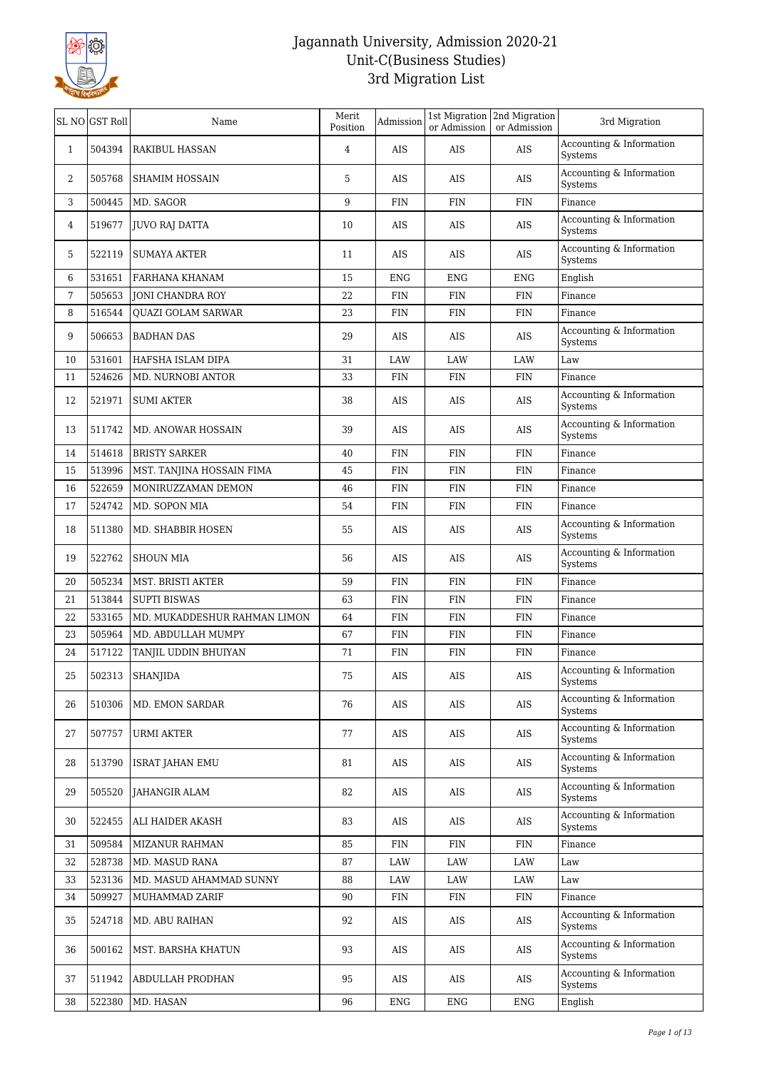# Jagannath University, Admission 2020-21
## Unit-C(Business Studies)
### 3rd Migration List

| SL NO | GST Roll | Name | Merit Position | Admission | 1st Migration or Admission | 2nd Migration or Admission | 3rd Migration |
|---|---|---|---|---|---|---|---|
| 1 | 504394 | RAKIBUL HASSAN | 4 | AIS | AIS | AIS | Accounting & Information Systems |
| 2 | 505768 | SHAMIM HOSSAIN | 5 | AIS | AIS | AIS | Accounting & Information Systems |
| 3 | 500445 | MD. SAGOR | 9 | FIN | FIN | FIN | Finance |
| 4 | 519677 | JUVO RAJ DATTA | 10 | AIS | AIS | AIS | Accounting & Information Systems |
| 5 | 522119 | SUMAYA AKTER | 11 | AIS | AIS | AIS | Accounting & Information Systems |
| 6 | 531651 | FARHANA KHANAM | 15 | ENG | ENG | ENG | English |
| 7 | 505653 | JONI CHANDRA ROY | 22 | FIN | FIN | FIN | Finance |
| 8 | 516544 | QUAZI GOLAM SARWAR | 23 | FIN | FIN | FIN | Finance |
| 9 | 506653 | BADHAN DAS | 29 | AIS | AIS | AIS | Accounting & Information Systems |
| 10 | 531601 | HAFSHA ISLAM DIPA | 31 | LAW | LAW | LAW | Law |
| 11 | 524626 | MD. NURNOBI ANTOR | 33 | FIN | FIN | FIN | Finance |
| 12 | 521971 | SUMI AKTER | 38 | AIS | AIS | AIS | Accounting & Information Systems |
| 13 | 511742 | MD. ANOWAR HOSSAIN | 39 | AIS | AIS | AIS | Accounting & Information Systems |
| 14 | 514618 | BRISTY SARKER | 40 | FIN | FIN | FIN | Finance |
| 15 | 513996 | MST. TANJINA HOSSAIN FIMA | 45 | FIN | FIN | FIN | Finance |
| 16 | 522659 | MONIRUZZAMAN DEMON | 46 | FIN | FIN | FIN | Finance |
| 17 | 524742 | MD. SOPON MIA | 54 | FIN | FIN | FIN | Finance |
| 18 | 511380 | MD. SHABBIR HOSEN | 55 | AIS | AIS | AIS | Accounting & Information Systems |
| 19 | 522762 | SHOUN MIA | 56 | AIS | AIS | AIS | Accounting & Information Systems |
| 20 | 505234 | MST. BRISTI AKTER | 59 | FIN | FIN | FIN | Finance |
| 21 | 513844 | SUPTI BISWAS | 63 | FIN | FIN | FIN | Finance |
| 22 | 533165 | MD. MUKADDESHUR RAHMAN LIMON | 64 | FIN | FIN | FIN | Finance |
| 23 | 505964 | MD. ABDULLAH MUMPY | 67 | FIN | FIN | FIN | Finance |
| 24 | 517122 | TANJIL UDDIN BHUIYAN | 71 | FIN | FIN | FIN | Finance |
| 25 | 502313 | SHANJIDA | 75 | AIS | AIS | AIS | Accounting & Information Systems |
| 26 | 510306 | MD. EMON SARDAR | 76 | AIS | AIS | AIS | Accounting & Information Systems |
| 27 | 507757 | URMI AKTER | 77 | AIS | AIS | AIS | Accounting & Information Systems |
| 28 | 513790 | ISRAT JAHAN EMU | 81 | AIS | AIS | AIS | Accounting & Information Systems |
| 29 | 505520 | JAHANGIR ALAM | 82 | AIS | AIS | AIS | Accounting & Information Systems |
| 30 | 522455 | ALI HAIDER AKASH | 83 | AIS | AIS | AIS | Accounting & Information Systems |
| 31 | 509584 | MIZANUR RAHMAN | 85 | FIN | FIN | FIN | Finance |
| 32 | 528738 | MD. MASUD RANA | 87 | LAW | LAW | LAW | Law |
| 33 | 523136 | MD. MASUD AHAMMAD SUNNY | 88 | LAW | LAW | LAW | Law |
| 34 | 509927 | MUHAMMAD ZARIF | 90 | FIN | FIN | FIN | Finance |
| 35 | 524718 | MD. ABU RAIHAN | 92 | AIS | AIS | AIS | Accounting & Information Systems |
| 36 | 500162 | MST. BARSHA KHATUN | 93 | AIS | AIS | AIS | Accounting & Information Systems |
| 37 | 511942 | ABDULLAH PRODHAN | 95 | AIS | AIS | AIS | Accounting & Information Systems |
| 38 | 522380 | MD. HASAN | 96 | ENG | ENG | ENG | English |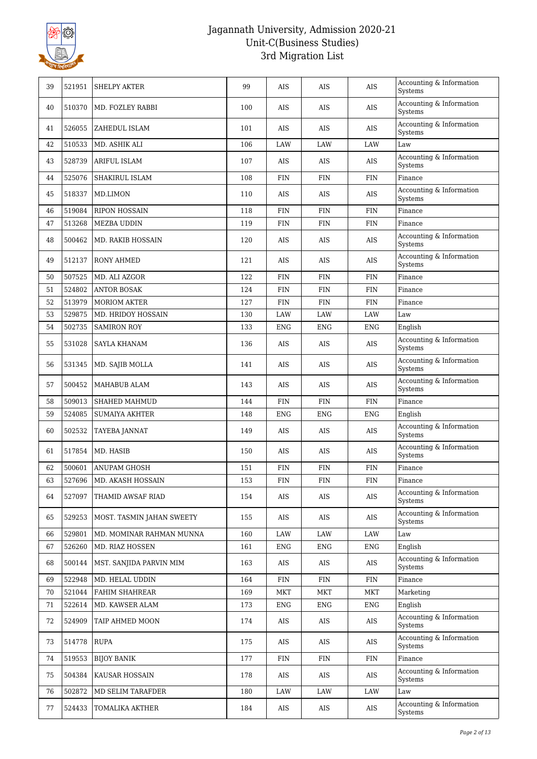| 39 | 521951 | SHELPY AKTER | 99 | AIS | AIS | AIS | Accounting & Information Systems |
|---|---|---|---|---|---|---|---|
| 40 | 510370 | MD. FOZLEY RABBI | 100 | AIS | AIS | AIS | Accounting & Information Systems |
| 41 | 526055 | ZAHEDUL ISLAM | 101 | AIS | AIS | AIS | Accounting & Information Systems |
| 42 | 510533 | MD. ASHIK ALI | 106 | LAW | LAW | LAW | Law |
| 43 | 528739 | ARIFUL ISLAM | 107 | AIS | AIS | AIS | Accounting & Information Systems |
| 44 | 525076 | SHAKIRUL ISLAM | 108 | FIN | FIN | FIN | Finance |
| 45 | 518337 | MD.LIMON | 110 | AIS | AIS | AIS | Accounting & Information Systems |
| 46 | 519084 | RIPON HOSSAIN | 118 | FIN | FIN | FIN | Finance |
| 47 | 513268 | MEZBA UDDIN | 119 | FIN | FIN | FIN | Finance |
| 48 | 500462 | MD. RAKIB HOSSAIN | 120 | AIS | AIS | AIS | Accounting & Information Systems |
| 49 | 512137 | RONY AHMED | 121 | AIS | AIS | AIS | Accounting & Information Systems |
| 50 | 507525 | MD. ALI AZGOR | 122 | FIN | FIN | FIN | Finance |
| 51 | 524802 | ANTOR BOSAK | 124 | FIN | FIN | FIN | Finance |
| 52 | 513979 | MORIOM AKTER | 127 | FIN | FIN | FIN | Finance |
| 53 | 529875 | MD. HRIDOY HOSSAIN | 130 | LAW | LAW | LAW | Law |
| 54 | 502735 | SAMIRON ROY | 133 | ENG | ENG | ENG | English |
| 55 | 531028 | SAYLA KHANAM | 136 | AIS | AIS | AIS | Accounting & Information Systems |
| 56 | 531345 | MD. SAJIB MOLLA | 141 | AIS | AIS | AIS | Accounting & Information Systems |
| 57 | 500452 | MAHABUB ALAM | 143 | AIS | AIS | AIS | Accounting & Information Systems |
| 58 | 509013 | SHAHED MAHMUD | 144 | FIN | FIN | FIN | Finance |
| 59 | 524085 | SUMAIYA AKHTER | 148 | ENG | ENG | ENG | English |
| 60 | 502532 | TAYEBA JANNAT | 149 | AIS | AIS | AIS | Accounting & Information Systems |
| 61 | 517854 | MD. HASIB | 150 | AIS | AIS | AIS | Accounting & Information Systems |
| 62 | 500601 | ANUPAM GHOSH | 151 | FIN | FIN | FIN | Finance |
| 63 | 527696 | MD. AKASH HOSSAIN | 153 | FIN | FIN | FIN | Finance |
| 64 | 527097 | THAMID AWSAF RIAD | 154 | AIS | AIS | AIS | Accounting & Information Systems |
| 65 | 529253 | MOST. TASMIN JAHAN SWEETY | 155 | AIS | AIS | AIS | Accounting & Information Systems |
| 66 | 529801 | MD. MOMINAR RAHMAN MUNNA | 160 | LAW | LAW | LAW | Law |
| 67 | 526260 | MD. RIAZ HOSSEN | 161 | ENG | ENG | ENG | English |
| 68 | 500144 | MST. SANJIDA PARVIN MIM | 163 | AIS | AIS | AIS | Accounting & Information Systems |
| 69 | 522948 | MD. HELAL UDDIN | 164 | FIN | FIN | FIN | Finance |
| 70 | 521044 | FAHIM SHAHREAR | 169 | MKT | MKT | MKT | Marketing |
| 71 | 522614 | MD. KAWSER ALAM | 173 | ENG | ENG | ENG | English |
| 72 | 524909 | TAIP AHMED MOON | 174 | AIS | AIS | AIS | Accounting & Information Systems |
| 73 | 514778 | RUPA | 175 | AIS | AIS | AIS | Accounting & Information Systems |
| 74 | 519553 | BIJOY BANIK | 177 | FIN | FIN | FIN | Finance |
| 75 | 504384 | KAUSAR HOSSAIN | 178 | AIS | AIS | AIS | Accounting & Information Systems |
| 76 | 502872 | MD SELIM TARAFDER | 180 | LAW | LAW | LAW | Law |
| 77 | 524433 | TOMALIKA AKTHER | 184 | AIS | AIS | AIS | Accounting & Information Systems |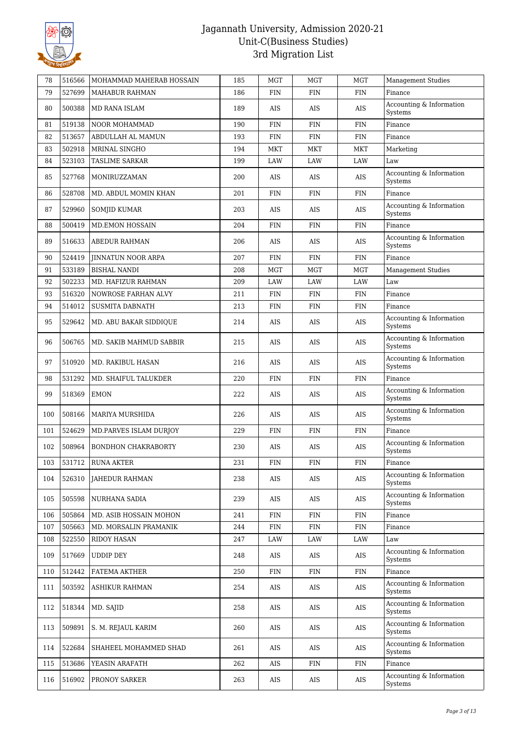| 78 | 516566 | MOHAMMAD MAHERAB HOSSAIN | 185 | MGT | MGT | MGT | Management Studies |
|---|---|---|---|---|---|---|---|
| 79 | 527699 | MAHABUR RAHMAN | 186 | FIN | FIN | FIN | Finance |
| 80 | 500388 | MD RANA ISLAM | 189 | AIS | AIS | AIS | Accounting & Information Systems |
| 81 | 519138 | NOOR MOHAMMAD | 190 | FIN | FIN | FIN | Finance |
| 82 | 513657 | ABDULLAH AL MAMUN | 193 | FIN | FIN | FIN | Finance |
| 83 | 502918 | MRINAL SINGHO | 194 | MKT | MKT | MKT | Marketing |
| 84 | 523103 | TASLIME SARKAR | 199 | LAW | LAW | LAW | Law |
| 85 | 527768 | MONIRUZZAMAN | 200 | AIS | AIS | AIS | Accounting & Information Systems |
| 86 | 528708 | MD. ABDUL MOMIN KHAN | 201 | FIN | FIN | FIN | Finance |
| 87 | 529960 | SOMJID KUMAR | 203 | AIS | AIS | AIS | Accounting & Information Systems |
| 88 | 500419 | MD.EMON HOSSAIN | 204 | FIN | FIN | FIN | Finance |
| 89 | 516633 | ABEDUR RAHMAN | 206 | AIS | AIS | AIS | Accounting & Information Systems |
| 90 | 524419 | JINNATUN NOOR ARPA | 207 | FIN | FIN | FIN | Finance |
| 91 | 533189 | BISHAL NANDI | 208 | MGT | MGT | MGT | Management Studies |
| 92 | 502233 | MD. HAFIZUR RAHMAN | 209 | LAW | LAW | LAW | Law |
| 93 | 516320 | NOWROSE FARHAN ALVY | 211 | FIN | FIN | FIN | Finance |
| 94 | 514012 | SUSMITA DABNATH | 213 | FIN | FIN | FIN | Finance |
| 95 | 529642 | MD. ABU BAKAR SIDDIQUE | 214 | AIS | AIS | AIS | Accounting & Information Systems |
| 96 | 506765 | MD. SAKIB MAHMUD SABBIR | 215 | AIS | AIS | AIS | Accounting & Information Systems |
| 97 | 510920 | MD. RAKIBUL HASAN | 216 | AIS | AIS | AIS | Accounting & Information Systems |
| 98 | 531292 | MD. SHAIFUL TALUKDER | 220 | FIN | FIN | FIN | Finance |
| 99 | 518369 | EMON | 222 | AIS | AIS | AIS | Accounting & Information Systems |
| 100 | 508166 | MARIYA MURSHIDA | 226 | AIS | AIS | AIS | Accounting & Information Systems |
| 101 | 524629 | MD.PARVES ISLAM DURJOY | 229 | FIN | FIN | FIN | Finance |
| 102 | 508964 | BONDHON CHAKRABORTY | 230 | AIS | AIS | AIS | Accounting & Information Systems |
| 103 | 531712 | RUNA AKTER | 231 | FIN | FIN | FIN | Finance |
| 104 | 526310 | JAHEDUR RAHMAN | 238 | AIS | AIS | AIS | Accounting & Information Systems |
| 105 | 505598 | NURHANA SADIA | 239 | AIS | AIS | AIS | Accounting & Information Systems |
| 106 | 505864 | MD. ASIB HOSSAIN MOHON | 241 | FIN | FIN | FIN | Finance |
| 107 | 505663 | MD. MORSALIN PRAMANIK | 244 | FIN | FIN | FIN | Finance |
| 108 | 522550 | RIDOY HASAN | 247 | LAW | LAW | LAW | Law |
| 109 | 517669 | UDDIP DEY | 248 | AIS | AIS | AIS | Accounting & Information Systems |
| 110 | 512442 | FATEMA AKTHER | 250 | FIN | FIN | FIN | Finance |
| 111 | 503592 | ASHIKUR RAHMAN | 254 | AIS | AIS | AIS | Accounting & Information Systems |
| 112 | 518344 | MD. SAJID | 258 | AIS | AIS | AIS | Accounting & Information Systems |
| 113 | 509891 | S. M. REJAUL KARIM | 260 | AIS | AIS | AIS | Accounting & Information Systems |
| 114 | 522684 | SHAHEEL MOHAMMED SHAD | 261 | AIS | AIS | AIS | Accounting & Information Systems |
| 115 | 513686 | YEASIN ARAFATH | 262 | AIS | FIN | FIN | Finance |
| 116 | 516902 | PRONOY SARKER | 263 | AIS | AIS | AIS | Accounting & Information Systems |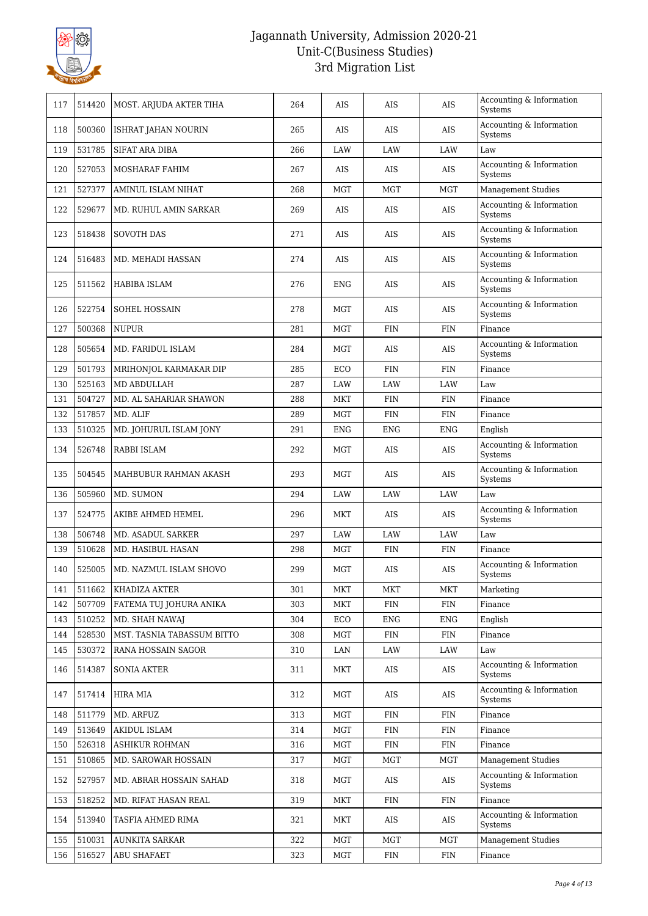# Jagannath University, Admission 2020-21
## Unit-C(Business Studies)
## 3rd Migration List

| | | | | | | | |
|---|---|---|---|---|---|---|---|
| 117 | 514420 | MOST. ARJUDA AKTER TIHA | 264 | AIS | AIS | AIS | Accounting & Information Systems |
| 118 | 500360 | ISHRAT JAHAN NOURIN | 265 | AIS | AIS | AIS | Accounting & Information Systems |
| 119 | 531785 | SIFAT ARA DIBA | 266 | LAW | LAW | LAW | Law |
| 120 | 527053 | MOSHARAF FAHIM | 267 | AIS | AIS | AIS | Accounting & Information Systems |
| 121 | 527377 | AMINUL ISLAM NIHAT | 268 | MGT | MGT | MGT | Management Studies |
| 122 | 529677 | MD. RUHUL AMIN SARKAR | 269 | AIS | AIS | AIS | Accounting & Information Systems |
| 123 | 518438 | SOVOTH DAS | 271 | AIS | AIS | AIS | Accounting & Information Systems |
| 124 | 516483 | MD. MEHADI HASSAN | 274 | AIS | AIS | AIS | Accounting & Information Systems |
| 125 | 511562 | HABIBA ISLAM | 276 | ENG | AIS | AIS | Accounting & Information Systems |
| 126 | 522754 | SOHEL HOSSAIN | 278 | MGT | AIS | AIS | Accounting & Information Systems |
| 127 | 500368 | NUPUR | 281 | MGT | FIN | FIN | Finance |
| 128 | 505654 | MD. FARIDUL ISLAM | 284 | MGT | AIS | AIS | Accounting & Information Systems |
| 129 | 501793 | MRIHONJOL KARMAKAR DIP | 285 | ECO | FIN | FIN | Finance |
| 130 | 525163 | MD ABDULLAH | 287 | LAW | LAW | LAW | Law |
| 131 | 504727 | MD. AL SAHARIAR SHAWON | 288 | MKT | FIN | FIN | Finance |
| 132 | 517857 | MD. ALIF | 289 | MGT | FIN | FIN | Finance |
| 133 | 510325 | MD. JOHURUL ISLAM JONY | 291 | ENG | ENG | ENG | English |
| 134 | 526748 | RABBI ISLAM | 292 | MGT | AIS | AIS | Accounting & Information Systems |
| 135 | 504545 | MAHBUBUR RAHMAN AKASH | 293 | MGT | AIS | AIS | Accounting & Information Systems |
| 136 | 505960 | MD. SUMON | 294 | LAW | LAW | LAW | Law |
| 137 | 524775 | AKIBE AHMED HEMEL | 296 | MKT | AIS | AIS | Accounting & Information Systems |
| 138 | 506748 | MD. ASADUL SARKER | 297 | LAW | LAW | LAW | Law |
| 139 | 510628 | MD. HASIBUL HASAN | 298 | MGT | FIN | FIN | Finance |
| 140 | 525005 | MD. NAZMUL ISLAM SHOVO | 299 | MGT | AIS | AIS | Accounting & Information Systems |
| 141 | 511662 | KHADIZA AKTER | 301 | MKT | MKT | MKT | Marketing |
| 142 | 507709 | FATEMA TUJ JOHURA ANIKA | 303 | MKT | FIN | FIN | Finance |
| 143 | 510252 | MD. SHAH NAWAJ | 304 | ECO | ENG | ENG | English |
| 144 | 528530 | MST. TASNIA TABASSUM BITTO | 308 | MGT | FIN | FIN | Finance |
| 145 | 530372 | RANA HOSSAIN SAGOR | 310 | LAN | LAW | LAW | Law |
| 146 | 514387 | SONIA AKTER | 311 | MKT | AIS | AIS | Accounting & Information Systems |
| 147 | 517414 | HIRA MIA | 312 | MGT | AIS | AIS | Accounting & Information Systems |
| 148 | 511779 | MD. ARFUZ | 313 | MGT | FIN | FIN | Finance |
| 149 | 513649 | AKIDUL ISLAM | 314 | MGT | FIN | FIN | Finance |
| 150 | 526318 | ASHIKUR ROHMAN | 316 | MGT | FIN | FIN | Finance |
| 151 | 510865 | MD. SAROWAR HOSSAIN | 317 | MGT | MGT | MGT | Management Studies |
| 152 | 527957 | MD. ABRAR HOSSAIN SAHAD | 318 | MGT | AIS | AIS | Accounting & Information Systems |
| 153 | 518252 | MD. RIFAT HASAN REAL | 319 | MKT | FIN | FIN | Finance |
| 154 | 513940 | TASFIA AHMED RIMA | 321 | MKT | AIS | AIS | Accounting & Information Systems |
| 155 | 510031 | AUNKITA SARKAR | 322 | MGT | MGT | MGT | Management Studies |
| 156 | 516527 | ABU SHAFAET | 323 | MGT | FIN | FIN | Finance |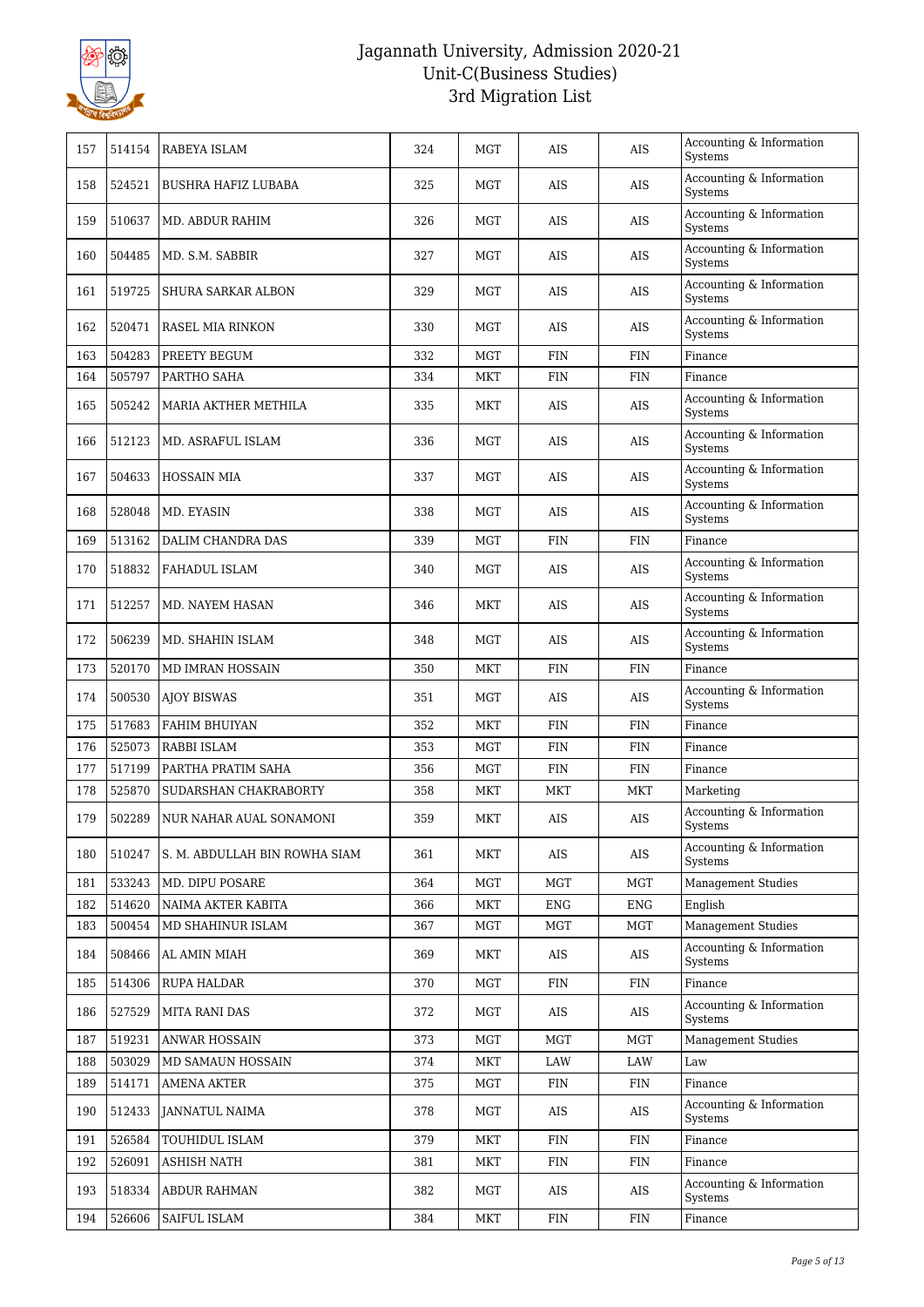# Jagannath University, Admission 2020-21
## Unit-C(Business Studies)
## 3rd Migration List

| | | | | | | | |
|---|---|---|---|---|---|---|---|
| 157 | 514154 | RABEYA ISLAM | 324 | MGT | AIS | AIS | Accounting & Information Systems |
| 158 | 524521 | BUSHRA HAFIZ LUBABA | 325 | MGT | AIS | AIS | Accounting & Information Systems |
| 159 | 510637 | MD. ABDUR RAHIM | 326 | MGT | AIS | AIS | Accounting & Information Systems |
| 160 | 504485 | MD. S.M. SABBIR | 327 | MGT | AIS | AIS | Accounting & Information Systems |
| 161 | 519725 | SHURA SARKAR ALBON | 329 | MGT | AIS | AIS | Accounting & Information Systems |
| 162 | 520471 | RASEL MIA RINKON | 330 | MGT | AIS | AIS | Accounting & Information Systems |
| 163 | 504283 | PREETY BEGUM | 332 | MGT | FIN | FIN | Finance |
| 164 | 505797 | PARTHO SAHA | 334 | MKT | FIN | FIN | Finance |
| 165 | 505242 | MARIA AKTHER METHILA | 335 | MKT | AIS | AIS | Accounting & Information Systems |
| 166 | 512123 | MD. ASRAFUL ISLAM | 336 | MGT | AIS | AIS | Accounting & Information Systems |
| 167 | 504633 | HOSSAIN MIA | 337 | MGT | AIS | AIS | Accounting & Information Systems |
| 168 | 528048 | MD. EYASIN | 338 | MGT | AIS | AIS | Accounting & Information Systems |
| 169 | 513162 | DALIM CHANDRA DAS | 339 | MGT | FIN | FIN | Finance |
| 170 | 518832 | FAHADUL ISLAM | 340 | MGT | AIS | AIS | Accounting & Information Systems |
| 171 | 512257 | MD. NAYEM HASAN | 346 | MKT | AIS | AIS | Accounting & Information Systems |
| 172 | 506239 | MD. SHAHIN ISLAM | 348 | MGT | AIS | AIS | Accounting & Information Systems |
| 173 | 520170 | MD IMRAN HOSSAIN | 350 | MKT | FIN | FIN | Finance |
| 174 | 500530 | AJOY BISWAS | 351 | MGT | AIS | AIS | Accounting & Information Systems |
| 175 | 517683 | FAHIM BHUIYAN | 352 | MKT | FIN | FIN | Finance |
| 176 | 525073 | RABBI ISLAM | 353 | MGT | FIN | FIN | Finance |
| 177 | 517199 | PARTHA PRATIM SAHA | 356 | MGT | FIN | FIN | Finance |
| 178 | 525870 | SUDARSHAN CHAKRABORTY | 358 | MKT | MKT | MKT | Marketing |
| 179 | 502289 | NUR NAHAR AUAL SONAMONI | 359 | MKT | AIS | AIS | Accounting & Information Systems |
| 180 | 510247 | S. M. ABDULLAH BIN ROWHA SIAM | 361 | MKT | AIS | AIS | Accounting & Information Systems |
| 181 | 533243 | MD. DIPU POSARE | 364 | MGT | MGT | MGT | Management Studies |
| 182 | 514620 | NAIMA AKTER KABITA | 366 | MKT | ENG | ENG | English |
| 183 | 500454 | MD SHAHINUR ISLAM | 367 | MGT | MGT | MGT | Management Studies |
| 184 | 508466 | AL AMIN MIAH | 369 | MKT | AIS | AIS | Accounting & Information Systems |
| 185 | 514306 | RUPA HALDAR | 370 | MGT | FIN | FIN | Finance |
| 186 | 527529 | MITA RANI DAS | 372 | MGT | AIS | AIS | Accounting & Information Systems |
| 187 | 519231 | ANWAR HOSSAIN | 373 | MGT | MGT | MGT | Management Studies |
| 188 | 503029 | MD SAMAUN HOSSAIN | 374 | MKT | LAW | LAW | Law |
| 189 | 514171 | AMENA AKTER | 375 | MGT | FIN | FIN | Finance |
| 190 | 512433 | JANNATUL NAIMA | 378 | MGT | AIS | AIS | Accounting & Information Systems |
| 191 | 526584 | TOUHIDUL ISLAM | 379 | MKT | FIN | FIN | Finance |
| 192 | 526091 | ASHISH NATH | 381 | MKT | FIN | FIN | Finance |
| 193 | 518334 | ABDUR RAHMAN | 382 | MGT | AIS | AIS | Accounting & Information Systems |
| 194 | 526606 | SAIFUL ISLAM | 384 | MKT | FIN | FIN | Finance |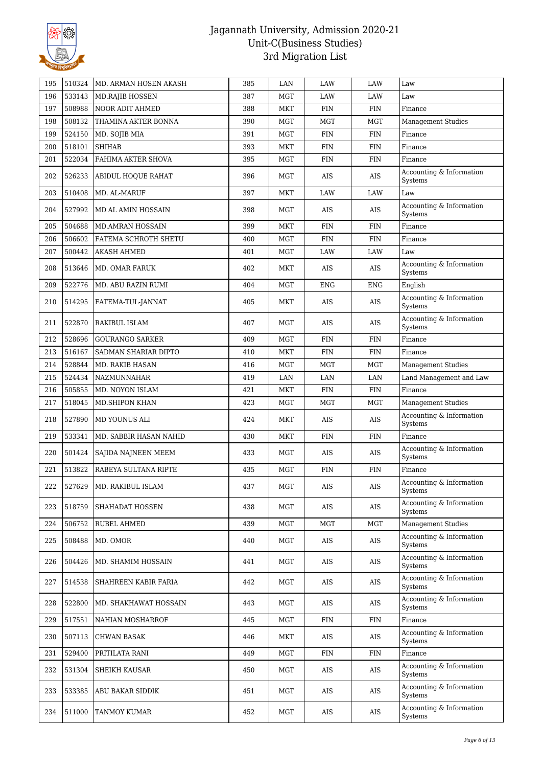# Jagannath University, Admission 2020-21
## Unit-C(Business Studies)
## 3rd Migration List

| | | | | | | | |
|---|---|---|---|---|---|---|---|
| 195 | 510324 | MD. ARMAN HOSEN AKASH | 385 | LAN | LAW | LAW | Law |
| 196 | 533143 | MD.RAJIB HOSSEN | 387 | MGT | LAW | LAW | Law |
| 197 | 508988 | NOOR ADIT AHMED | 388 | MKT | FIN | FIN | Finance |
| 198 | 508132 | THAMINA AKTER BONNA | 390 | MGT | MGT | MGT | Management Studies |
| 199 | 524150 | MD. SOJIB MIA | 391 | MGT | FIN | FIN | Finance |
| 200 | 518101 | SHIHAB | 393 | MKT | FIN | FIN | Finance |
| 201 | 522034 | FAHIMA AKTER SHOVA | 395 | MGT | FIN | FIN | Finance |
| 202 | 526233 | ABIDUL HOQUE RAHAT | 396 | MGT | AIS | AIS | Accounting & Information Systems |
| 203 | 510408 | MD. AL-MARUF | 397 | MKT | LAW | LAW | Law |
| 204 | 527992 | MD AL AMIN HOSSAIN | 398 | MGT | AIS | AIS | Accounting & Information Systems |
| 205 | 504688 | MD.AMRAN HOSSAIN | 399 | MKT | FIN | FIN | Finance |
| 206 | 506602 | FATEMA SCHROTH SHETU | 400 | MGT | FIN | FIN | Finance |
| 207 | 500442 | AKASH AHMED | 401 | MGT | LAW | LAW | Law |
| 208 | 513646 | MD. OMAR FARUK | 402 | MKT | AIS | AIS | Accounting & Information Systems |
| 209 | 522776 | MD. ABU RAZIN RUMI | 404 | MGT | ENG | ENG | English |
| 210 | 514295 | FATEMA-TUL-JANNAT | 405 | MKT | AIS | AIS | Accounting & Information Systems |
| 211 | 522870 | RAKIBUL ISLAM | 407 | MGT | AIS | AIS | Accounting & Information Systems |
| 212 | 528696 | GOURANGO SARKER | 409 | MGT | FIN | FIN | Finance |
| 213 | 516167 | SADMAN SHARIAR DIPTO | 410 | MKT | FIN | FIN | Finance |
| 214 | 528844 | MD. RAKIB HASAN | 416 | MGT | MGT | MGT | Management Studies |
| 215 | 524434 | NAZMUNNAHAR | 419 | LAN | LAN | LAN | Land Management and Law |
| 216 | 505855 | MD. NOYON ISLAM | 421 | MKT | FIN | FIN | Finance |
| 217 | 518045 | MD.SHIPON KHAN | 423 | MGT | MGT | MGT | Management Studies |
| 218 | 527890 | MD YOUNUS ALI | 424 | MKT | AIS | AIS | Accounting & Information Systems |
| 219 | 533341 | MD. SABBIR HASAN NAHID | 430 | MKT | FIN | FIN | Finance |
| 220 | 501424 | SAJIDA NAJNEEN MEEM | 433 | MGT | AIS | AIS | Accounting & Information Systems |
| 221 | 513822 | RABEYA SULTANA RIPTE | 435 | MGT | FIN | FIN | Finance |
| 222 | 527629 | MD. RAKIBUL ISLAM | 437 | MGT | AIS | AIS | Accounting & Information Systems |
| 223 | 518759 | SHAHADAT HOSSEN | 438 | MGT | AIS | AIS | Accounting & Information Systems |
| 224 | 506752 | RUBEL AHMED | 439 | MGT | MGT | MGT | Management Studies |
| 225 | 508488 | MD. OMOR | 440 | MGT | AIS | AIS | Accounting & Information Systems |
| 226 | 504426 | MD. SHAMIM HOSSAIN | 441 | MGT | AIS | AIS | Accounting & Information Systems |
| 227 | 514538 | SHAHREEN KABIR FARIA | 442 | MGT | AIS | AIS | Accounting & Information Systems |
| 228 | 522800 | MD. SHAKHAWAT HOSSAIN | 443 | MGT | AIS | AIS | Accounting & Information Systems |
| 229 | 517551 | NAHIAN MOSHARROF | 445 | MGT | FIN | FIN | Finance |
| 230 | 507113 | CHWAN BASAK | 446 | MKT | AIS | AIS | Accounting & Information Systems |
| 231 | 529400 | PRITILATA RANI | 449 | MGT | FIN | FIN | Finance |
| 232 | 531304 | SHEIKH KAUSAR | 450 | MGT | AIS | AIS | Accounting & Information Systems |
| 233 | 533385 | ABU BAKAR SIDDIK | 451 | MGT | AIS | AIS | Accounting & Information Systems |
| 234 | 511000 | TANMOY KUMAR | 452 | MGT | AIS | AIS | Accounting & Information Systems |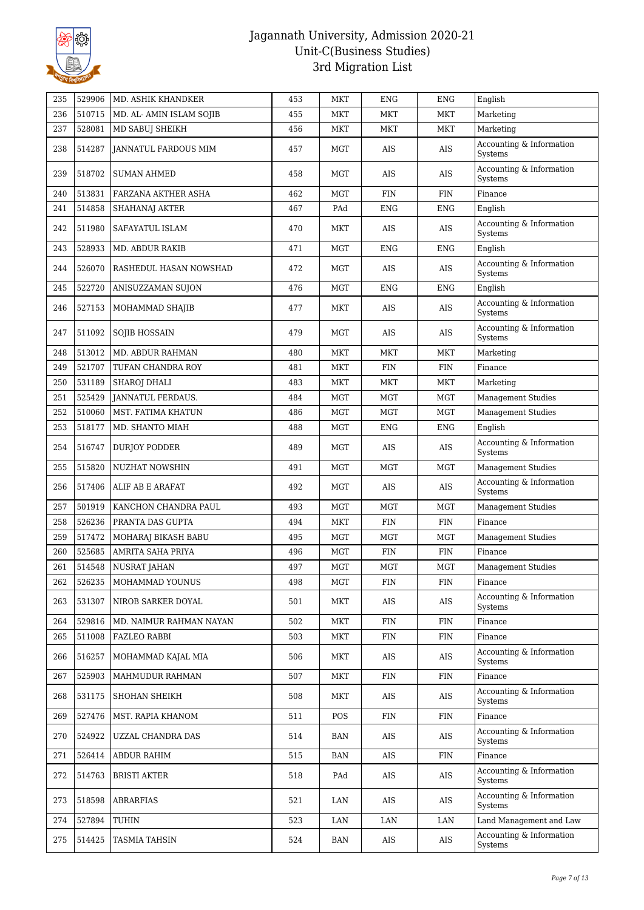| 235 | 529906 | MD. ASHIK KHANDKER | 453 | MKT | ENG | ENG | English |
|---|---|---|---|---|---|---|---|
| 236 | 510715 | MD. AL- AMIN ISLAM SOJIB | 455 | MKT | MKT | MKT | Marketing |
| 237 | 528081 | MD SABUJ SHEIKH | 456 | MKT | MKT | MKT | Marketing |
| 238 | 514287 | JANNATUL FARDOUS MIM | 457 | MGT | AIS | AIS | Accounting & Information Systems |
| 239 | 518702 | SUMAN AHMED | 458 | MGT | AIS | AIS | Accounting & Information Systems |
| 240 | 513831 | FARZANA AKTHER ASHA | 462 | MGT | FIN | FIN | Finance |
| 241 | 514858 | SHAHANAJ AKTER | 467 | PAd | ENG | ENG | English |
| 242 | 511980 | SAFAYATUL ISLAM | 470 | MKT | AIS | AIS | Accounting & Information Systems |
| 243 | 528933 | MD. ABDUR RAKIB | 471 | MGT | ENG | ENG | English |
| 244 | 526070 | RASHEDUL HASAN NOWSHAD | 472 | MGT | AIS | AIS | Accounting & Information Systems |
| 245 | 522720 | ANISUZZAMAN SUJON | 476 | MGT | ENG | ENG | English |
| 246 | 527153 | MOHAMMAD SHAJIB | 477 | MKT | AIS | AIS | Accounting & Information Systems |
| 247 | 511092 | SOJIB HOSSAIN | 479 | MGT | AIS | AIS | Accounting & Information Systems |
| 248 | 513012 | MD. ABDUR RAHMAN | 480 | MKT | MKT | MKT | Marketing |
| 249 | 521707 | TUFAN CHANDRA ROY | 481 | MKT | FIN | FIN | Finance |
| 250 | 531189 | SHAROJ DHALI | 483 | MKT | MKT | MKT | Marketing |
| 251 | 525429 | JANNATUL FERDAUS. | 484 | MGT | MGT | MGT | Management Studies |
| 252 | 510060 | MST. FATIMA KHATUN | 486 | MGT | MGT | MGT | Management Studies |
| 253 | 518177 | MD. SHANTO MIAH | 488 | MGT | ENG | ENG | English |
| 254 | 516747 | DURJOY PODDER | 489 | MGT | AIS | AIS | Accounting & Information Systems |
| 255 | 515820 | NUZHAT NOWSHIN | 491 | MGT | MGT | MGT | Management Studies |
| 256 | 517406 | ALIF AB E ARAFAT | 492 | MGT | AIS | AIS | Accounting & Information Systems |
| 257 | 501919 | KANCHON CHANDRA PAUL | 493 | MGT | MGT | MGT | Management Studies |
| 258 | 526236 | PRANTA DAS GUPTA | 494 | MKT | FIN | FIN | Finance |
| 259 | 517472 | MOHARAJ BIKASH BABU | 495 | MGT | MGT | MGT | Management Studies |
| 260 | 525685 | AMRITA SAHA PRIYA | 496 | MGT | FIN | FIN | Finance |
| 261 | 514548 | NUSRAT JAHAN | 497 | MGT | MGT | MGT | Management Studies |
| 262 | 526235 | MOHAMMAD YOUNUS | 498 | MGT | FIN | FIN | Finance |
| 263 | 531307 | NIROB SARKER DOYAL | 501 | MKT | AIS | AIS | Accounting & Information Systems |
| 264 | 529816 | MD. NAIMUR RAHMAN NAYAN | 502 | MKT | FIN | FIN | Finance |
| 265 | 511008 | FAZLEO RABBI | 503 | MKT | FIN | FIN | Finance |
| 266 | 516257 | MOHAMMAD KAJAL MIA | 506 | MKT | AIS | AIS | Accounting & Information Systems |
| 267 | 525903 | MAHMUDUR RAHMAN | 507 | MKT | FIN | FIN | Finance |
| 268 | 531175 | SHOHAN SHEIKH | 508 | MKT | AIS | AIS | Accounting & Information Systems |
| 269 | 527476 | MST. RAPIA KHANOM | 511 | POS | FIN | FIN | Finance |
| 270 | 524922 | UZZAL CHANDRA DAS | 514 | BAN | AIS | AIS | Accounting & Information Systems |
| 271 | 526414 | ABDUR RAHIM | 515 | BAN | AIS | FIN | Finance |
| 272 | 514763 | BRISTI AKTER | 518 | PAd | AIS | AIS | Accounting & Information Systems |
| 273 | 518598 | ABRARFIAS | 521 | LAN | AIS | AIS | Accounting & Information Systems |
| 274 | 527894 | TUHIN | 523 | LAN | LAN | LAN | Land Management and Law |
| 275 | 514425 | TASMIA TAHSIN | 524 | BAN | AIS | AIS | Accounting & Information Systems |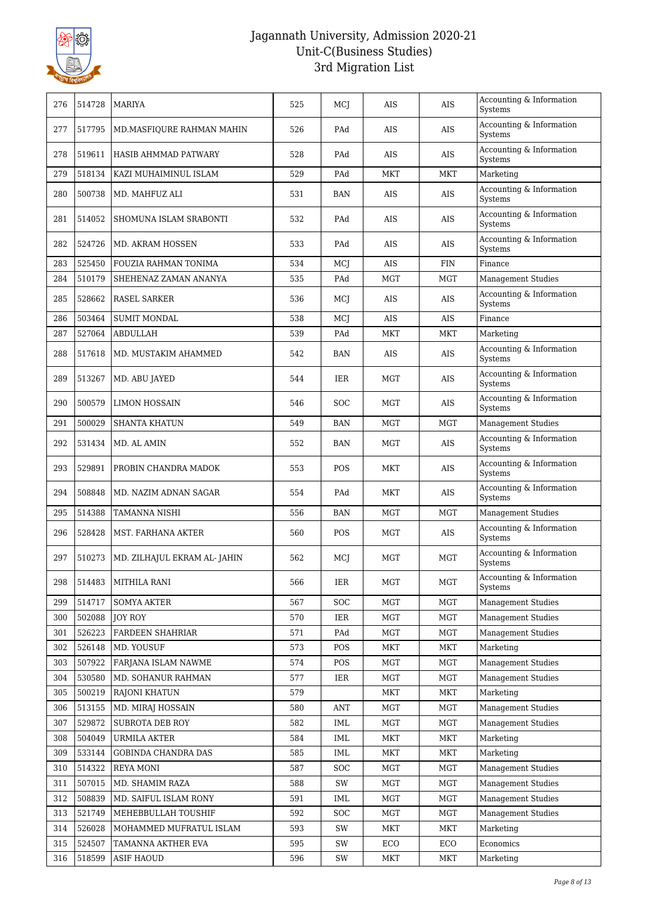# Jagannath University, Admission 2020-21
## Unit-C(Business Studies)
## 3rd Migration List

| | | | | | | | |
|---|---|---|---|---|---|---|---|
| 276 | 514728 | MARIYA | 525 | MCJ | AIS | AIS | Accounting & Information Systems |
| 277 | 517795 | MD.MASFIQURE RAHMAN MAHIN | 526 | PAd | AIS | AIS | Accounting & Information Systems |
| 278 | 519611 | HASIB AHMMAD PATWARY | 528 | PAd | AIS | AIS | Accounting & Information Systems |
| 279 | 518134 | KAZI MUHAIMINUL ISLAM | 529 | PAd | MKT | MKT | Marketing |
| 280 | 500738 | MD. MAHFUZ ALI | 531 | BAN | AIS | AIS | Accounting & Information Systems |
| 281 | 514052 | SHOMUNA ISLAM SRABONTI | 532 | PAd | AIS | AIS | Accounting & Information Systems |
| 282 | 524726 | MD. AKRAM HOSSEN | 533 | PAd | AIS | AIS | Accounting & Information Systems |
| 283 | 525450 | FOUZIA RAHMAN TONIMA | 534 | MCJ | AIS | FIN | Finance |
| 284 | 510179 | SHEHENAZ ZAMAN ANANYA | 535 | PAd | MGT | MGT | Management Studies |
| 285 | 528662 | RASEL SARKER | 536 | MCJ | AIS | AIS | Accounting & Information Systems |
| 286 | 503464 | SUMIT MONDAL | 538 | MCJ | AIS | AIS | Finance |
| 287 | 527064 | ABDULLAH | 539 | PAd | MKT | MKT | Marketing |
| 288 | 517618 | MD. MUSTAKIM AHAMMED | 542 | BAN | AIS | AIS | Accounting & Information Systems |
| 289 | 513267 | MD. ABU JAYED | 544 | IER | MGT | AIS | Accounting & Information Systems |
| 290 | 500579 | LIMON HOSSAIN | 546 | SOC | MGT | AIS | Accounting & Information Systems |
| 291 | 500029 | SHANTA KHATUN | 549 | BAN | MGT | MGT | Management Studies |
| 292 | 531434 | MD. AL AMIN | 552 | BAN | MGT | AIS | Accounting & Information Systems |
| 293 | 529891 | PROBIN CHANDRA MADOK | 553 | POS | MKT | AIS | Accounting & Information Systems |
| 294 | 508848 | MD. NAZIM ADNAN SAGAR | 554 | PAd | MKT | AIS | Accounting & Information Systems |
| 295 | 514388 | TAMANNA NISHI | 556 | BAN | MGT | MGT | Management Studies |
| 296 | 528428 | MST. FARHANA AKTER | 560 | POS | MGT | AIS | Accounting & Information Systems |
| 297 | 510273 | MD. ZILHAJUL EKRAM AL- JAHIN | 562 | MCJ | MGT | MGT | Accounting & Information Systems |
| 298 | 514483 | MITHILA RANI | 566 | IER | MGT | MGT | Accounting & Information Systems |
| 299 | 514717 | SOMYA AKTER | 567 | SOC | MGT | MGT | Management Studies |
| 300 | 502088 | JOY ROY | 570 | IER | MGT | MGT | Management Studies |
| 301 | 526223 | FARDEEN SHAHRIAR | 571 | PAd | MGT | MGT | Management Studies |
| 302 | 526148 | MD. YOUSUF | 573 | POS | MKT | MKT | Marketing |
| 303 | 507922 | FARJANA ISLAM NAWME | 574 | POS | MGT | MGT | Management Studies |
| 304 | 530580 | MD. SOHANUR RAHMAN | 577 | IER | MGT | MGT | Management Studies |
| 305 | 500219 | RAJONI KHATUN | 579 | | MKT | MKT | Marketing |
| 306 | 513155 | MD. MIRAJ HOSSAIN | 580 | ANT | MGT | MGT | Management Studies |
| 307 | 529872 | SUBROTA DEB ROY | 582 | IML | MGT | MGT | Management Studies |
| 308 | 504049 | URMILA AKTER | 584 | IML | MKT | MKT | Marketing |
| 309 | 533144 | GOBINDA CHANDRA DAS | 585 | IML | MKT | MKT | Marketing |
| 310 | 514322 | REYA MONI | 587 | SOC | MGT | MGT | Management Studies |
| 311 | 507015 | MD. SHAMIM RAZA | 588 | SW | MGT | MGT | Management Studies |
| 312 | 508839 | MD. SAIFUL ISLAM RONY | 591 | IML | MGT | MGT | Management Studies |
| 313 | 521749 | MEHEBBULLAH TOUSHIF | 592 | SOC | MGT | MGT | Management Studies |
| 314 | 526028 | MOHAMMED MUFRATUL ISLAM | 593 | SW | MKT | MKT | Marketing |
| 315 | 524507 | TAMANNA AKTHER EVA | 595 | SW | ECO | ECO | Economics |
| 316 | 518599 | ASIF HAOUD | 596 | SW | MKT | MKT | Marketing |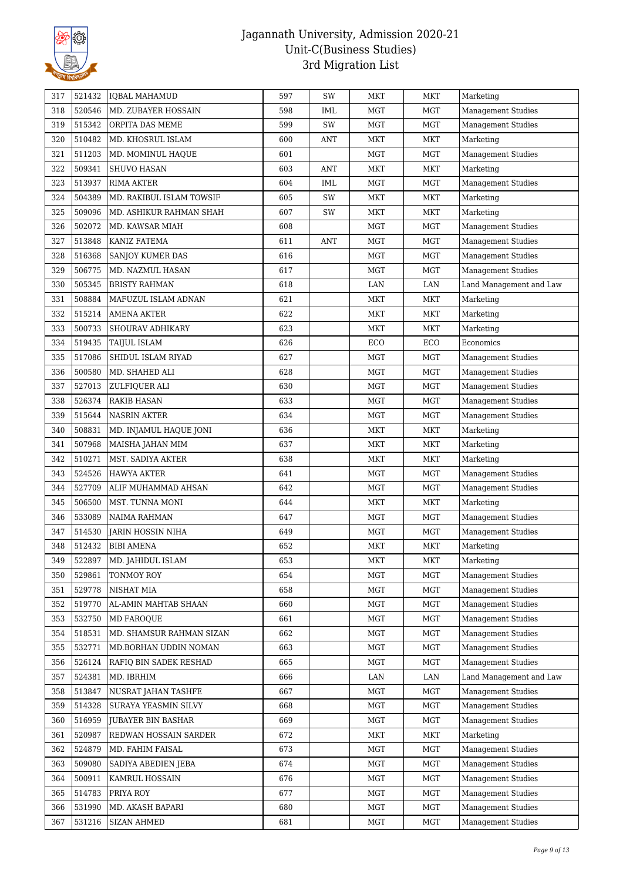# Jagannath University, Admission 2020-21
## Unit-C(Business Studies)
## 3rd Migration List

| | | | | | | | |
|---|---|---|---|---|---|---|---|
| 317 | 521432 | IQBAL MAHAMUD | 597 | SW | MKT | MKT | Marketing |
| 318 | 520546 | MD. ZUBAYER HOSSAIN | 598 | IML | MGT | MGT | Management Studies |
| 319 | 515342 | ORPITA DAS MEME | 599 | SW | MGT | MGT | Management Studies |
| 320 | 510482 | MD. KHOSRUL ISLAM | 600 | ANT | MKT | MKT | Marketing |
| 321 | 511203 | MD. MOMINUL HAQUE | 601 | | MGT | MGT | Management Studies |
| 322 | 509341 | SHUVO HASAN | 603 | ANT | MKT | MKT | Marketing |
| 323 | 513937 | RIMA AKTER | 604 | IML | MGT | MGT | Management Studies |
| 324 | 504389 | MD. RAKIBUL ISLAM TOWSIF | 605 | SW | MKT | MKT | Marketing |
| 325 | 509096 | MD. ASHIKUR RAHMAN SHAH | 607 | SW | MKT | MKT | Marketing |
| 326 | 502072 | MD. KAWSAR MIAH | 608 | | MGT | MGT | Management Studies |
| 327 | 513848 | KANIZ FATEMA | 611 | ANT | MGT | MGT | Management Studies |
| 328 | 516368 | SANJOY KUMER DAS | 616 | | MGT | MGT | Management Studies |
| 329 | 506775 | MD. NAZMUL HASAN | 617 | | MGT | MGT | Management Studies |
| 330 | 505345 | BRISTY RAHMAN | 618 | | LAN | LAN | Land Management and Law |
| 331 | 508884 | MAFUZUL ISLAM ADNAN | 621 | | MKT | MKT | Marketing |
| 332 | 515214 | AMENA AKTER | 622 | | MKT | MKT | Marketing |
| 333 | 500733 | SHOURAV ADHIKARY | 623 | | MKT | MKT | Marketing |
| 334 | 519435 | TAIJUL ISLAM | 626 | | ECO | ECO | Economics |
| 335 | 517086 | SHIDUL ISLAM RIYAD | 627 | | MGT | MGT | Management Studies |
| 336 | 500580 | MD. SHAHED ALI | 628 | | MGT | MGT | Management Studies |
| 337 | 527013 | ZULFIQUER ALI | 630 | | MGT | MGT | Management Studies |
| 338 | 526374 | RAKIB HASAN | 633 | | MGT | MGT | Management Studies |
| 339 | 515644 | NASRIN AKTER | 634 | | MGT | MGT | Management Studies |
| 340 | 508831 | MD. INJAMUL HAQUE JONI | 636 | | MKT | MKT | Marketing |
| 341 | 507968 | MAISHA JAHAN MIM | 637 | | MKT | MKT | Marketing |
| 342 | 510271 | MST. SADIYA AKTER | 638 | | MKT | MKT | Marketing |
| 343 | 524526 | HAWYA AKTER | 641 | | MGT | MGT | Management Studies |
| 344 | 527709 | ALIF MUHAMMAD AHSAN | 642 | | MGT | MGT | Management Studies |
| 345 | 506500 | MST. TUNNA MONI | 644 | | MKT | MKT | Marketing |
| 346 | 533089 | NAIMA RAHMAN | 647 | | MGT | MGT | Management Studies |
| 347 | 514530 | JARIN HOSSIN NIHA | 649 | | MGT | MGT | Management Studies |
| 348 | 512432 | BIBI AMENA | 652 | | MKT | MKT | Marketing |
| 349 | 522897 | MD. JAHIDUL ISLAM | 653 | | MKT | MKT | Marketing |
| 350 | 529861 | TONMOY ROY | 654 | | MGT | MGT | Management Studies |
| 351 | 529778 | NISHAT MIA | 658 | | MGT | MGT | Management Studies |
| 352 | 519770 | AL-AMIN MAHTAB SHAAN | 660 | | MGT | MGT | Management Studies |
| 353 | 532750 | MD FAROQUE | 661 | | MGT | MGT | Management Studies |
| 354 | 518531 | MD. SHAMSUR RAHMAN SIZAN | 662 | | MGT | MGT | Management Studies |
| 355 | 532771 | MD.BORHAN UDDIN NOMAN | 663 | | MGT | MGT | Management Studies |
| 356 | 526124 | RAFIQ BIN SADEK RESHAD | 665 | | MGT | MGT | Management Studies |
| 357 | 524381 | MD. IBRHIM | 666 | | LAN | LAN | Land Management and Law |
| 358 | 513847 | NUSRAT JAHAN TASHFE | 667 | | MGT | MGT | Management Studies |
| 359 | 514328 | SURAYA YEASMIN SILVY | 668 | | MGT | MGT | Management Studies |
| 360 | 516959 | JUBAYER BIN BASHAR | 669 | | MGT | MGT | Management Studies |
| 361 | 520987 | REDWAN HOSSAIN SARDER | 672 | | MKT | MKT | Marketing |
| 362 | 524879 | MD. FAHIM FAISAL | 673 | | MGT | MGT | Management Studies |
| 363 | 509080 | SADIYA ABEDIEN JEBA | 674 | | MGT | MGT | Management Studies |
| 364 | 500911 | KAMRUL HOSSAIN | 676 | | MGT | MGT | Management Studies |
| 365 | 514783 | PRIYA ROY | 677 | | MGT | MGT | Management Studies |
| 366 | 531990 | MD. AKASH BAPARI | 680 | | MGT | MGT | Management Studies |
| 367 | 531216 | SIZAN AHMED | 681 | | MGT | MGT | Management Studies |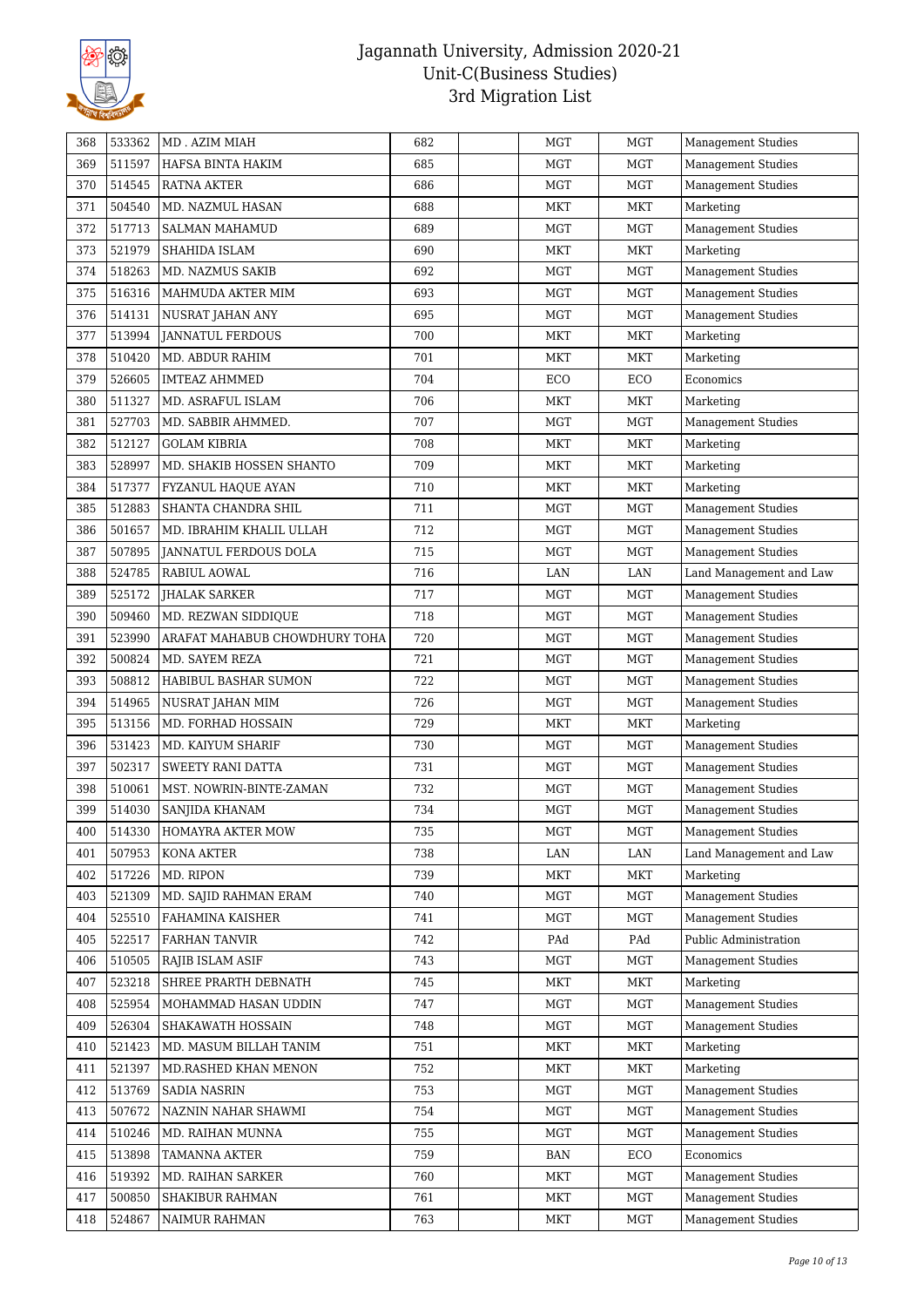# Jagannath University, Admission 2020-21
## Unit-C(Business Studies)
## 3rd Migration List

| | | | | | | | |
|---|---|---|---|---|---|---|---|
| 368 | 533362 | MD . AZIM MIAH | 682 | | MGT | MGT | Management Studies |
| 369 | 511597 | HAFSA BINTA HAKIM | 685 | | MGT | MGT | Management Studies |
| 370 | 514545 | RATNA AKTER | 686 | | MGT | MGT | Management Studies |
| 371 | 504540 | MD. NAZMUL HASAN | 688 | | MKT | MKT | Marketing |
| 372 | 517713 | SALMAN MAHAMUD | 689 | | MGT | MGT | Management Studies |
| 373 | 521979 | SHAHIDA ISLAM | 690 | | MKT | MKT | Marketing |
| 374 | 518263 | MD. NAZMUS SAKIB | 692 | | MGT | MGT | Management Studies |
| 375 | 516316 | MAHMUDA AKTER MIM | 693 | | MGT | MGT | Management Studies |
| 376 | 514131 | NUSRAT JAHAN ANY | 695 | | MGT | MGT | Management Studies |
| 377 | 513994 | JANNATUL FERDOUS | 700 | | MKT | MKT | Marketing |
| 378 | 510420 | MD. ABDUR RAHIM | 701 | | MKT | MKT | Marketing |
| 379 | 526605 | IMTEAZ AHMMED | 704 | | ECO | ECO | Economics |
| 380 | 511327 | MD. ASRAFUL ISLAM | 706 | | MKT | MKT | Marketing |
| 381 | 527703 | MD. SABBIR AHMMED. | 707 | | MGT | MGT | Management Studies |
| 382 | 512127 | GOLAM KIBRIA | 708 | | MKT | MKT | Marketing |
| 383 | 528997 | MD. SHAKIB HOSSEN SHANTO | 709 | | MKT | MKT | Marketing |
| 384 | 517377 | FYZANUL HAQUE AYAN | 710 | | MKT | MKT | Marketing |
| 385 | 512883 | SHANTA CHANDRA SHIL | 711 | | MGT | MGT | Management Studies |
| 386 | 501657 | MD. IBRAHIM KHALIL ULLAH | 712 | | MGT | MGT | Management Studies |
| 387 | 507895 | JANNATUL FERDOUS DOLA | 715 | | MGT | MGT | Management Studies |
| 388 | 524785 | RABIUL AOWAL | 716 | | LAN | LAN | Land Management and Law |
| 389 | 525172 | JHALAK SARKER | 717 | | MGT | MGT | Management Studies |
| 390 | 509460 | MD. REZWAN SIDDIQUE | 718 | | MGT | MGT | Management Studies |
| 391 | 523990 | ARAFAT MAHABUB CHOWDHURY TOHA | 720 | | MGT | MGT | Management Studies |
| 392 | 500824 | MD. SAYEM REZA | 721 | | MGT | MGT | Management Studies |
| 393 | 508812 | HABIBUL BASHAR SUMON | 722 | | MGT | MGT | Management Studies |
| 394 | 514965 | NUSRAT JAHAN MIM | 726 | | MGT | MGT | Management Studies |
| 395 | 513156 | MD. FORHAD HOSSAIN | 729 | | MKT | MKT | Marketing |
| 396 | 531423 | MD. KAIYUM SHARIF | 730 | | MGT | MGT | Management Studies |
| 397 | 502317 | SWEETY RANI DATTA | 731 | | MGT | MGT | Management Studies |
| 398 | 510061 | MST. NOWRIN-BINTE-ZAMAN | 732 | | MGT | MGT | Management Studies |
| 399 | 514030 | SANJIDA KHANAM | 734 | | MGT | MGT | Management Studies |
| 400 | 514330 | HOMAYRA AKTER MOW | 735 | | MGT | MGT | Management Studies |
| 401 | 507953 | KONA AKTER | 738 | | LAN | LAN | Land Management and Law |
| 402 | 517226 | MD. RIPON | 739 | | MKT | MKT | Marketing |
| 403 | 521309 | MD. SAJID RAHMAN ERAM | 740 | | MGT | MGT | Management Studies |
| 404 | 525510 | FAHAMINA KAISHER | 741 | | MGT | MGT | Management Studies |
| 405 | 522517 | FARHAN TANVIR | 742 | | PAd | PAd | Public Administration |
| 406 | 510505 | RAJIB ISLAM ASIF | 743 | | MGT | MGT | Management Studies |
| 407 | 523218 | SHREE PRARTH DEBNATH | 745 | | MKT | MKT | Marketing |
| 408 | 525954 | MOHAMMAD HASAN UDDIN | 747 | | MGT | MGT | Management Studies |
| 409 | 526304 | SHAKAWATH HOSSAIN | 748 | | MGT | MGT | Management Studies |
| 410 | 521423 | MD. MASUM BILLAH TANIM | 751 | | MKT | MKT | Marketing |
| 411 | 521397 | MD.RASHED KHAN MENON | 752 | | MKT | MKT | Marketing |
| 412 | 513769 | SADIA NASRIN | 753 | | MGT | MGT | Management Studies |
| 413 | 507672 | NAZNIN NAHAR SHAWMI | 754 | | MGT | MGT | Management Studies |
| 414 | 510246 | MD. RAIHAN MUNNA | 755 | | MGT | MGT | Management Studies |
| 415 | 513898 | TAMANNA AKTER | 759 | | BAN | ECO | Economics |
| 416 | 519392 | MD. RAIHAN SARKER | 760 | | MKT | MGT | Management Studies |
| 417 | 500850 | SHAKIBUR RAHMAN | 761 | | MKT | MGT | Management Studies |
| 418 | 524867 | NAIMUR RAHMAN | 763 | | MKT | MGT | Management Studies |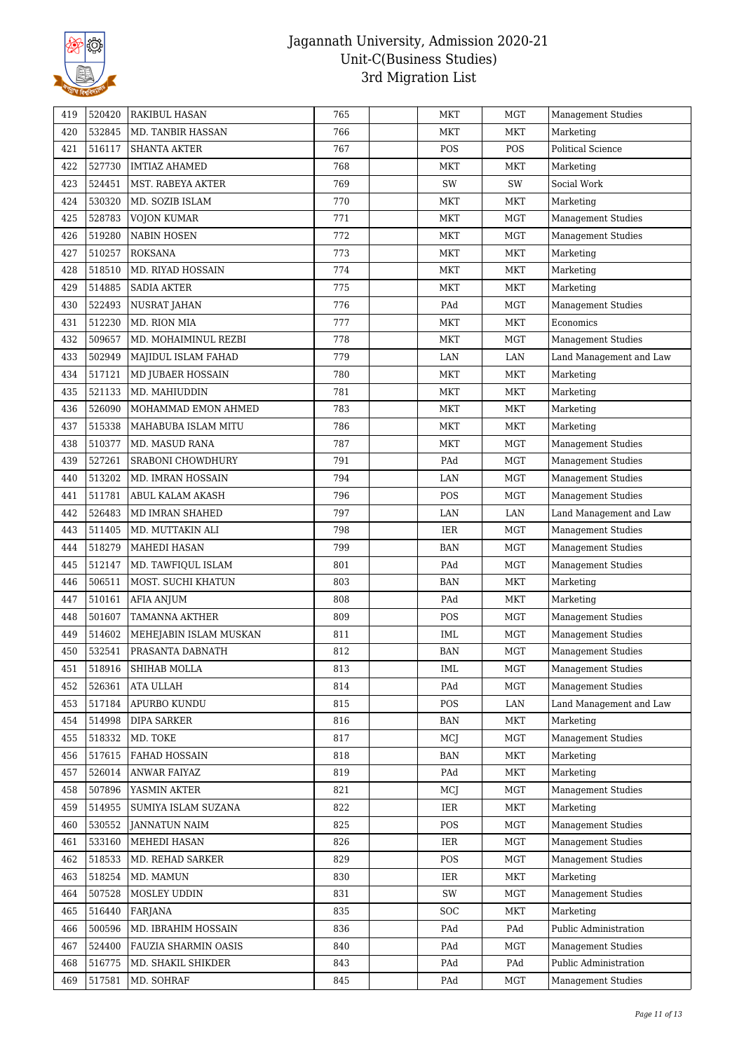# Jagannath University, Admission 2020-21
## Unit-C(Business Studies)
## 3rd Migration List

| | | | | | | | |
|---|---|---|---|---|---|---|---|
| 419 | 520420 | RAKIBUL HASAN | 765 | | MKT | MGT | Management Studies |
| 420 | 532845 | MD. TANBIR HASSAN | 766 | | MKT | MKT | Marketing |
| 421 | 516117 | SHANTA AKTER | 767 | | POS | POS | Political Science |
| 422 | 527730 | IMTIAZ AHAMED | 768 | | MKT | MKT | Marketing |
| 423 | 524451 | MST. RABEYA AKTER | 769 | | SW | SW | Social Work |
| 424 | 530320 | MD. SOZIB ISLAM | 770 | | MKT | MKT | Marketing |
| 425 | 528783 | VOJON KUMAR | 771 | | MKT | MGT | Management Studies |
| 426 | 519280 | NABIN HOSEN | 772 | | MKT | MGT | Management Studies |
| 427 | 510257 | ROKSANA | 773 | | MKT | MKT | Marketing |
| 428 | 518510 | MD. RIYAD HOSSAIN | 774 | | MKT | MKT | Marketing |
| 429 | 514885 | SADIA AKTER | 775 | | MKT | MKT | Marketing |
| 430 | 522493 | NUSRAT JAHAN | 776 | | PAd | MGT | Management Studies |
| 431 | 512230 | MD. RION MIA | 777 | | MKT | MKT | Economics |
| 432 | 509657 | MD. MOHAIMINUL REZBI | 778 | | MKT | MGT | Management Studies |
| 433 | 502949 | MAJIDUL ISLAM FAHAD | 779 | | LAN | LAN | Land Management and Law |
| 434 | 517121 | MD JUBAER HOSSAIN | 780 | | MKT | MKT | Marketing |
| 435 | 521133 | MD. MAHIUDDIN | 781 | | MKT | MKT | Marketing |
| 436 | 526090 | MOHAMMAD EMON AHMED | 783 | | MKT | MKT | Marketing |
| 437 | 515338 | MAHABUBA ISLAM MITU | 786 | | MKT | MKT | Marketing |
| 438 | 510377 | MD. MASUD RANA | 787 | | MKT | MGT | Management Studies |
| 439 | 527261 | SRABONI CHOWDHURY | 791 | | PAd | MGT | Management Studies |
| 440 | 513202 | MD. IMRAN HOSSAIN | 794 | | LAN | MGT | Management Studies |
| 441 | 511781 | ABUL KALAM AKASH | 796 | | POS | MGT | Management Studies |
| 442 | 526483 | MD IMRAN SHAHED | 797 | | LAN | LAN | Land Management and Law |
| 443 | 511405 | MD. MUTTAKIN ALI | 798 | | IER | MGT | Management Studies |
| 444 | 518279 | MAHEDI HASAN | 799 | | BAN | MGT | Management Studies |
| 445 | 512147 | MD. TAWFIQUL ISLAM | 801 | | PAd | MGT | Management Studies |
| 446 | 506511 | MOST. SUCHI KHATUN | 803 | | BAN | MKT | Marketing |
| 447 | 510161 | AFIA ANJUM | 808 | | PAd | MKT | Marketing |
| 448 | 501607 | TAMANNA AKTHER | 809 | | POS | MGT | Management Studies |
| 449 | 514602 | MEHEJABIN ISLAM MUSKAN | 811 | | IML | MGT | Management Studies |
| 450 | 532541 | PRASANTA DABNATH | 812 | | BAN | MGT | Management Studies |
| 451 | 518916 | SHIHAB MOLLA | 813 | | IML | MGT | Management Studies |
| 452 | 526361 | ATA ULLAH | 814 | | PAd | MGT | Management Studies |
| 453 | 517184 | APURBO KUNDU | 815 | | POS | LAN | Land Management and Law |
| 454 | 514998 | DIPA SARKER | 816 | | BAN | MKT | Marketing |
| 455 | 518332 | MD. TOKE | 817 | | MCJ | MGT | Management Studies |
| 456 | 517615 | FAHAD HOSSAIN | 818 | | BAN | MKT | Marketing |
| 457 | 526014 | ANWAR FAIYAZ | 819 | | PAd | MKT | Marketing |
| 458 | 507896 | YASMIN AKTER | 821 | | MCJ | MGT | Management Studies |
| 459 | 514955 | SUMIYA ISLAM SUZANA | 822 | | IER | MKT | Marketing |
| 460 | 530552 | JANNATUN NAIM | 825 | | POS | MGT | Management Studies |
| 461 | 533160 | MEHEDI HASAN | 826 | | IER | MGT | Management Studies |
| 462 | 518533 | MD. REHAD SARKER | 829 | | POS | MGT | Management Studies |
| 463 | 518254 | MD. MAMUN | 830 | | IER | MKT | Marketing |
| 464 | 507528 | MOSLEY UDDIN | 831 | | SW | MGT | Management Studies |
| 465 | 516440 | FARJANA | 835 | | SOC | MKT | Marketing |
| 466 | 500596 | MD. IBRAHIM HOSSAIN | 836 | | PAd | PAd | Public Administration |
| 467 | 524400 | FAUZIA SHARMIN OASIS | 840 | | PAd | MGT | Management Studies |
| 468 | 516775 | MD. SHAKIL SHIKDER | 843 | | PAd | PAd | Public Administration |
| 469 | 517581 | MD. SOHRAF | 845 | | PAd | MGT | Management Studies |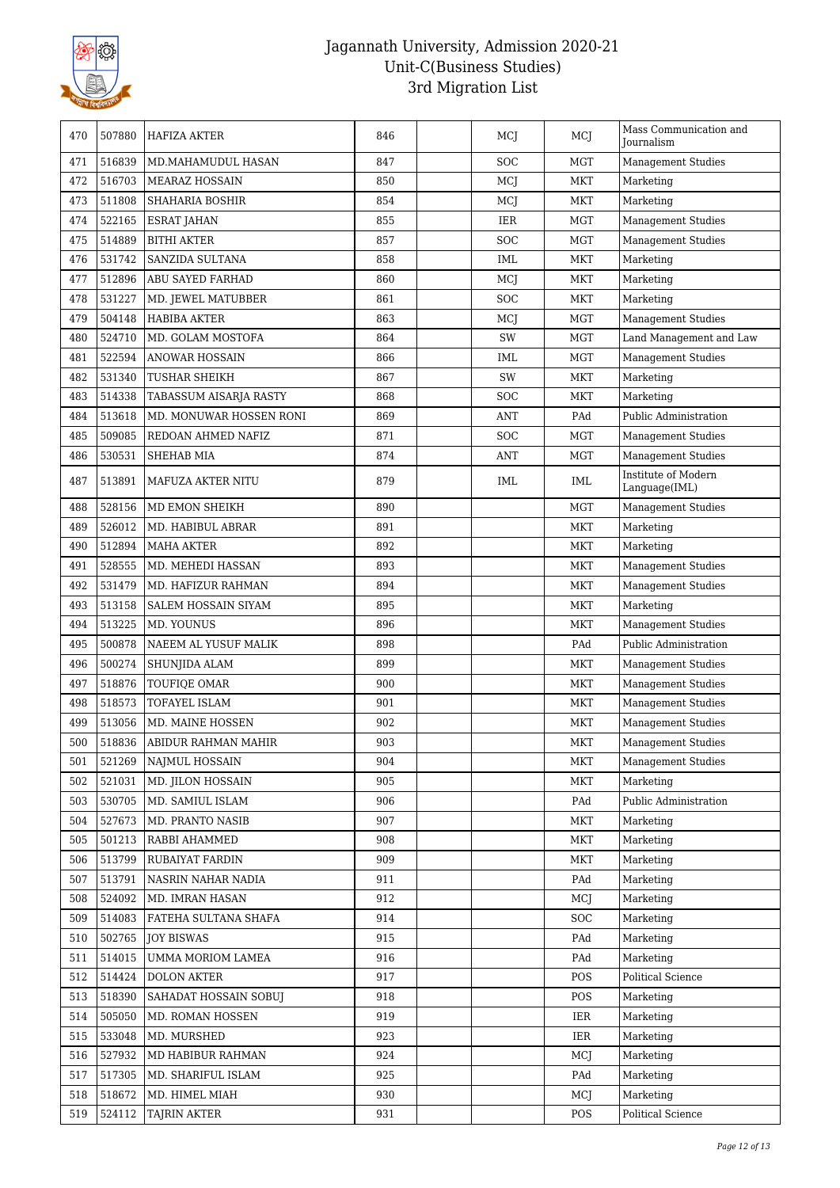# Jagannath University, Admission 2020-21
## Unit-C(Business Studies)
## 3rd Migration List

| | | | | | | | |
|---|---|---|---|---|---|---|---|
| 470 | 507880 | HAFIZA AKTER | 846 | | MCJ | MCJ | Mass Communication and Journalism |
| 471 | 516839 | MD.MAHAMUDUL HASAN | 847 | | SOC | MGT | Management Studies |
| 472 | 516703 | MEARAZ HOSSAIN | 850 | | MCJ | MKT | Marketing |
| 473 | 511808 | SHAHARIA BOSHIR | 854 | | MCJ | MKT | Marketing |
| 474 | 522165 | ESRAT JAHAN | 855 | | IER | MGT | Management Studies |
| 475 | 514889 | BITHI AKTER | 857 | | SOC | MGT | Management Studies |
| 476 | 531742 | SANZIDA SULTANA | 858 | | IML | MKT | Marketing |
| 477 | 512896 | ABU SAYED FARHAD | 860 | | MCJ | MKT | Marketing |
| 478 | 531227 | MD. JEWEL MATUBBER | 861 | | SOC | MKT | Marketing |
| 479 | 504148 | HABIBA AKTER | 863 | | MCJ | MGT | Management Studies |
| 480 | 524710 | MD. GOLAM MOSTOFA | 864 | | SW | MGT | Land Management and Law |
| 481 | 522594 | ANOWAR HOSSAIN | 866 | | IML | MGT | Management Studies |
| 482 | 531340 | TUSHAR SHEIKH | 867 | | SW | MKT | Marketing |
| 483 | 514338 | TABASSUM AISARJA RASTY | 868 | | SOC | MKT | Marketing |
| 484 | 513618 | MD. MONUWAR HOSSEN RONI | 869 | | ANT | PAd | Public Administration |
| 485 | 509085 | REDOAN AHMED NAFIZ | 871 | | SOC | MGT | Management Studies |
| 486 | 530531 | SHEHAB MIA | 874 | | ANT | MGT | Management Studies |
| 487 | 513891 | MAFUZA AKTER NITU | 879 | | IML | IML | Institute of Modern Language(IML) |
| 488 | 528156 | MD EMON SHEIKH | 890 | | | MGT | Management Studies |
| 489 | 526012 | MD. HABIBUL ABRAR | 891 | | | MKT | Marketing |
| 490 | 512894 | MAHA AKTER | 892 | | | MKT | Marketing |
| 491 | 528555 | MD. MEHEDI HASSAN | 893 | | | MKT | Management Studies |
| 492 | 531479 | MD. HAFIZUR RAHMAN | 894 | | | MKT | Management Studies |
| 493 | 513158 | SALEM HOSSAIN SIYAM | 895 | | | MKT | Marketing |
| 494 | 513225 | MD. YOUNUS | 896 | | | MKT | Management Studies |
| 495 | 500878 | NAEEM AL YUSUF MALIK | 898 | | | PAd | Public Administration |
| 496 | 500274 | SHUNJIDA ALAM | 899 | | | MKT | Management Studies |
| 497 | 518876 | TOUFIQE OMAR | 900 | | | MKT | Management Studies |
| 498 | 518573 | TOFAYEL ISLAM | 901 | | | MKT | Management Studies |
| 499 | 513056 | MD. MAINE HOSSEN | 902 | | | MKT | Management Studies |
| 500 | 518836 | ABIDUR RAHMAN MAHIR | 903 | | | MKT | Management Studies |
| 501 | 521269 | NAJMUL HOSSAIN | 904 | | | MKT | Management Studies |
| 502 | 521031 | MD. JILON HOSSAIN | 905 | | | MKT | Marketing |
| 503 | 530705 | MD. SAMIUL ISLAM | 906 | | | PAd | Public Administration |
| 504 | 527673 | MD. PRANTO NASIB | 907 | | | MKT | Marketing |
| 505 | 501213 | RABBI AHAMMED | 908 | | | MKT | Marketing |
| 506 | 513799 | RUBAIYAT FARDIN | 909 | | | MKT | Marketing |
| 507 | 513791 | NASRIN NAHAR NADIA | 911 | | | PAd | Marketing |
| 508 | 524092 | MD. IMRAN HASAN | 912 | | | MCJ | Marketing |
| 509 | 514083 | FATEHA SULTANA SHAFA | 914 | | | SOC | Marketing |
| 510 | 502765 | JOY BISWAS | 915 | | | PAd | Marketing |
| 511 | 514015 | UMMA MORIOM LAMEA | 916 | | | PAd | Marketing |
| 512 | 514424 | DOLON AKTER | 917 | | | POS | Political Science |
| 513 | 518390 | SAHADAT HOSSAIN SOBUJ | 918 | | | POS | Marketing |
| 514 | 505050 | MD. ROMAN HOSSEN | 919 | | | IER | Marketing |
| 515 | 533048 | MD. MURSHED | 923 | | | IER | Marketing |
| 516 | 527932 | MD HABIBUR RAHMAN | 924 | | | MCJ | Marketing |
| 517 | 517305 | MD. SHARIFUL ISLAM | 925 | | | PAd | Marketing |
| 518 | 518672 | MD. HIMEL MIAH | 930 | | | MCJ | Marketing |
| 519 | 524112 | TAJRIN AKTER | 931 | | | POS | Political Science |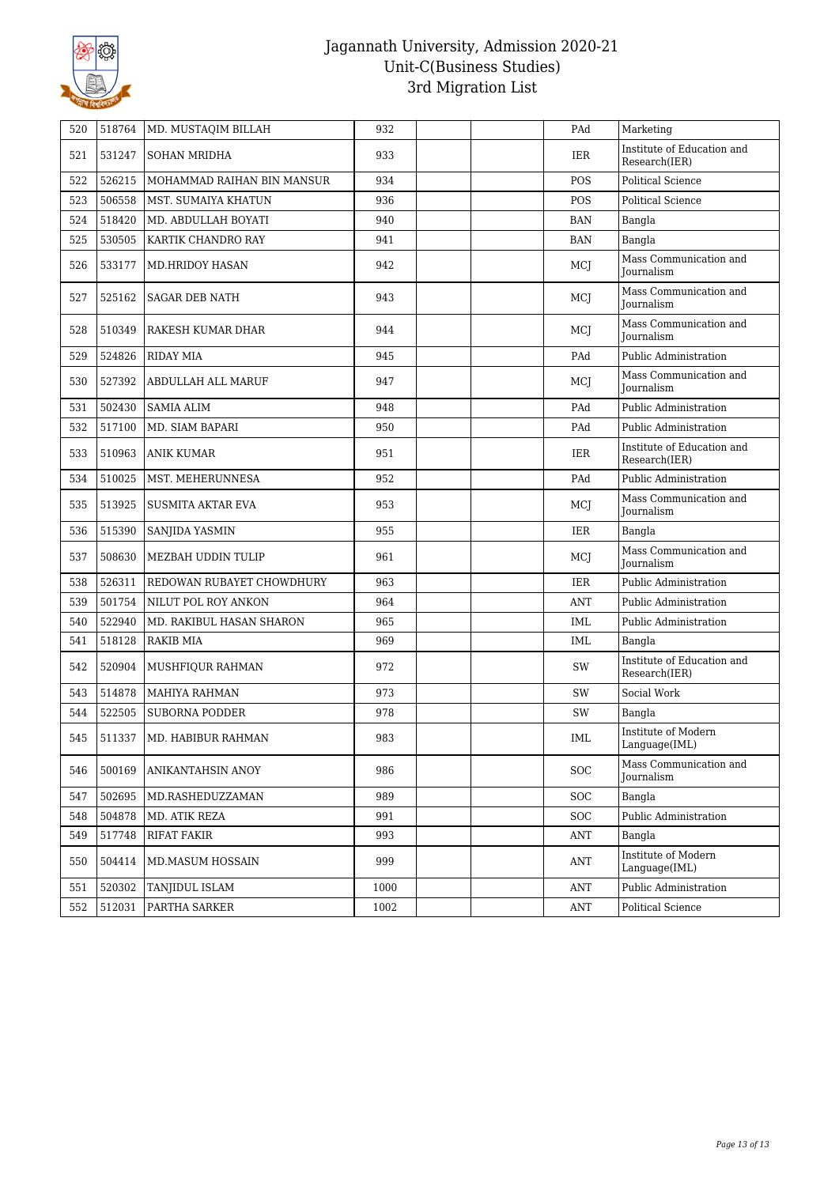# Jagannath University, Admission 2020-21
## Unit-C(Business Studies)
## 3rd Migration List

| | | | | | | | |
|---|---|---|---|---|---|---|---|
| 520 | 518764 | MD. MUSTAQIM BILLAH | 932 | | | PAd | Marketing |
| 521 | 531247 | SOHAN MRIDHA | 933 | | | IER | Institute of Education and Research(IER) |
| 522 | 526215 | MOHAMMAD RAIHAN BIN MANSUR | 934 | | | POS | Political Science |
| 523 | 506558 | MST. SUMAIYA KHATUN | 936 | | | POS | Political Science |
| 524 | 518420 | MD. ABDULLAH BOYATI | 940 | | | BAN | Bangla |
| 525 | 530505 | KARTIK CHANDRO RAY | 941 | | | BAN | Bangla |
| 526 | 533177 | MD.HRIDOY HASAN | 942 | | | MCJ | Mass Communication and Journalism |
| 527 | 525162 | SAGAR DEB NATH | 943 | | | MCJ | Mass Communication and Journalism |
| 528 | 510349 | RAKESH KUMAR DHAR | 944 | | | MCJ | Mass Communication and Journalism |
| 529 | 524826 | RIDAY MIA | 945 | | | PAd | Public Administration |
| 530 | 527392 | ABDULLAH ALL MARUF | 947 | | | MCJ | Mass Communication and Journalism |
| 531 | 502430 | SAMIA ALIM | 948 | | | PAd | Public Administration |
| 532 | 517100 | MD. SIAM BAPARI | 950 | | | PAd | Public Administration |
| 533 | 510963 | ANIK KUMAR | 951 | | | IER | Institute of Education and Research(IER) |
| 534 | 510025 | MST. MEHERUNNESA | 952 | | | PAd | Public Administration |
| 535 | 513925 | SUSMITA AKTAR EVA | 953 | | | MCJ | Mass Communication and Journalism |
| 536 | 515390 | SANJIDA YASMIN | 955 | | | IER | Bangla |
| 537 | 508630 | MEZBAH UDDIN TULIP | 961 | | | MCJ | Mass Communication and Journalism |
| 538 | 526311 | REDOWAN RUBAYET CHOWDHURY | 963 | | | IER | Public Administration |
| 539 | 501754 | NILUT POL ROY ANKON | 964 | | | ANT | Public Administration |
| 540 | 522940 | MD. RAKIBUL HASAN SHARON | 965 | | | IML | Public Administration |
| 541 | 518128 | RAKIB MIA | 969 | | | IML | Bangla |
| 542 | 520904 | MUSHFIQUR RAHMAN | 972 | | | SW | Institute of Education and Research(IER) |
| 543 | 514878 | MAHIYA RAHMAN | 973 | | | SW | Social Work |
| 544 | 522505 | SUBORNA PODDER | 978 | | | SW | Bangla |
| 545 | 511337 | MD. HABIBUR RAHMAN | 983 | | | IML | Institute of Modern Language(IML) |
| 546 | 500169 | ANIKANTAHSIN ANOY | 986 | | | SOC | Mass Communication and Journalism |
| 547 | 502695 | MD.RASHEDUZZAMAN | 989 | | | SOC | Bangla |
| 548 | 504878 | MD. ATIK REZA | 991 | | | SOC | Public Administration |
| 549 | 517748 | RIFAT FAKIR | 993 | | | ANT | Bangla |
| 550 | 504414 | MD.MASUM HOSSAIN | 999 | | | ANT | Institute of Modern Language(IML) |
| 551 | 520302 | TANJIDUL ISLAM | 1000 | | | ANT | Public Administration |
| 552 | 512031 | PARTHA SARKER | 1002 | | | ANT | Political Science |